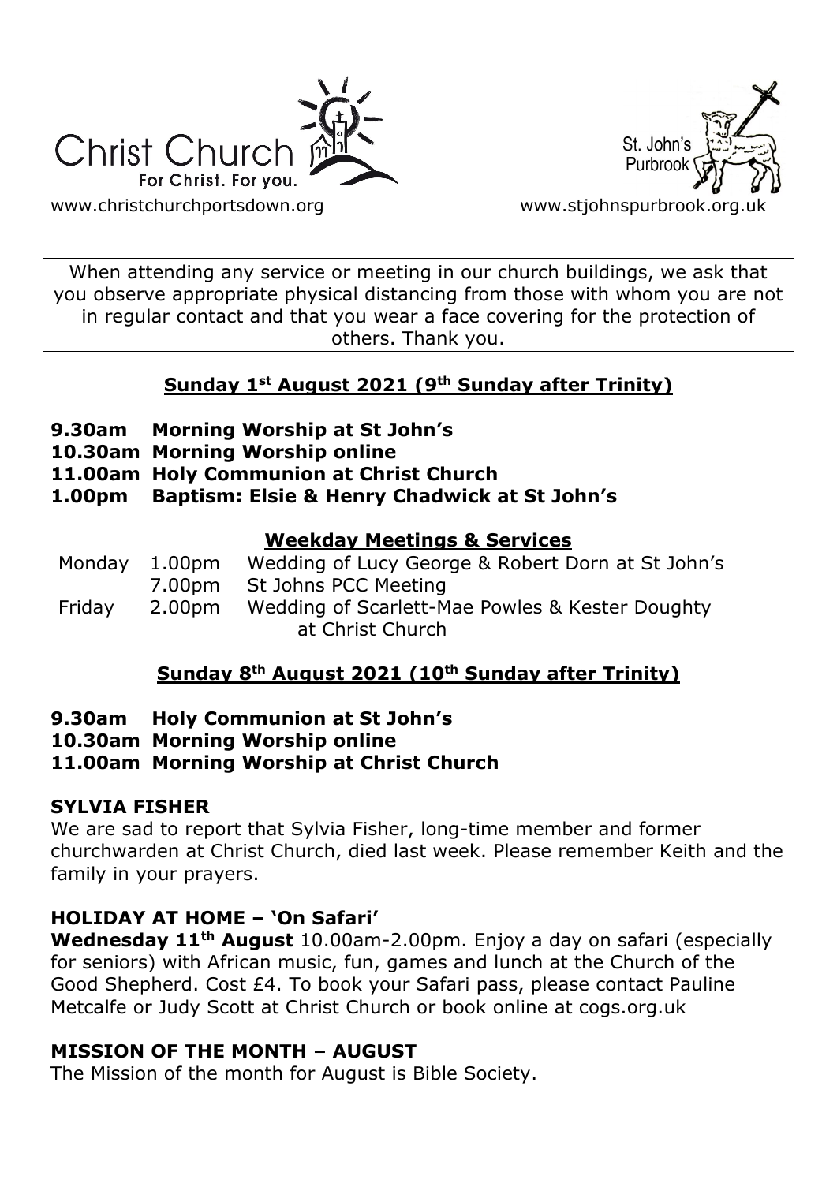Christ Church
For Christ. For you.

www.christchurchportsdown.org

St. John's Purbrook

www.stjohnspurbrook.org.uk

When attending any service or meeting in our church buildings, we ask that you observe appropriate physical distancing from those with whom you are not in regular contact and that you wear a face covering for the protection of others. Thank you.

## Sunday 1st August 2021 (9th Sunday after Trinity)

**9.30am Morning Worship at St John's**
**10.30am Morning Worship online**
**11.00am Holy Communion at Christ Church**
**1.00pm Baptism: Elsie & Henry Chadwick at St John's**

### Weekday Meetings & Services

| | | |
|---|---|---|
| Monday | 1.00pm | Wedding of Lucy George & Robert Dorn at St John's |
| | 7.00pm | St Johns PCC Meeting |
| Friday | 2.00pm | Wedding of Scarlett-Mae Powles & Kester Doughty at Christ Church |

## Sunday 8th August 2021 (10th Sunday after Trinity)

**9.30am Holy Communion at St John's**
**10.30am Morning Worship online**
**11.00am Morning Worship at Christ Church**

### SYLVIA FISHER

We are sad to report that Sylvia Fisher, long-time member and former churchwarden at Christ Church, died last week. Please remember Keith and the family in your prayers.

### HOLIDAY AT HOME – 'On Safari'

**Wednesday 11th August** 10.00am-2.00pm. Enjoy a day on safari (especially for seniors) with African music, fun, games and lunch at the Church of the Good Shepherd. Cost £4. To book your Safari pass, please contact Pauline Metcalfe or Judy Scott at Christ Church or book online at cogs.org.uk

### MISSION OF THE MONTH – AUGUST

The Mission of the month for August is Bible Society.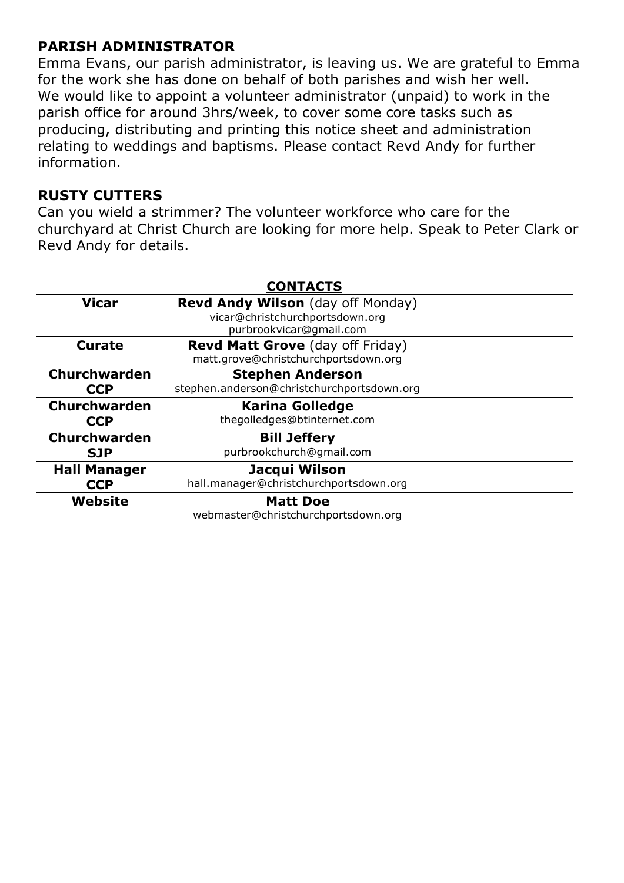## PARISH ADMINISTRATOR

Emma Evans, our parish administrator, is leaving us. We are grateful to Emma for the work she has done on behalf of both parishes and wish her well. We would like to appoint a volunteer administrator (unpaid) to work in the parish office for around 3hrs/week, to cover some core tasks such as producing, distributing and printing this notice sheet and administration relating to weddings and baptisms. Please contact Revd Andy for further information.

## RUSTY CUTTERS

Can you wield a strimmer? The volunteer workforce who care for the churchyard at Christ Church are looking for more help. Speak to Peter Clark or Revd Andy for details.

## CONTACTS

| | |
|---|---|
| **Vicar** | **Revd Andy Wilson** (day off Monday)<br>vicar@christchurchportsdown.org<br>purbrookvicar@gmail.com |
| **Curate** | **Revd Matt Grove** (day off Friday)<br>matt.grove@christchurchportsdown.org |
| **Churchwarden CCP** | **Stephen Anderson**<br>stephen.anderson@christchurchportsdown.org |
| **Churchwarden CCP** | **Karina Golledge**<br>thegolledges@btinternet.com |
| **Churchwarden SJP** | **Bill Jeffery**<br>purbrookchurch@gmail.com |
| **Hall Manager CCP** | **Jacqui Wilson**<br>hall.manager@christchurchportsdown.org |
| **Website** | **Matt Doe**<br>webmaster@christchurchportsdown.org |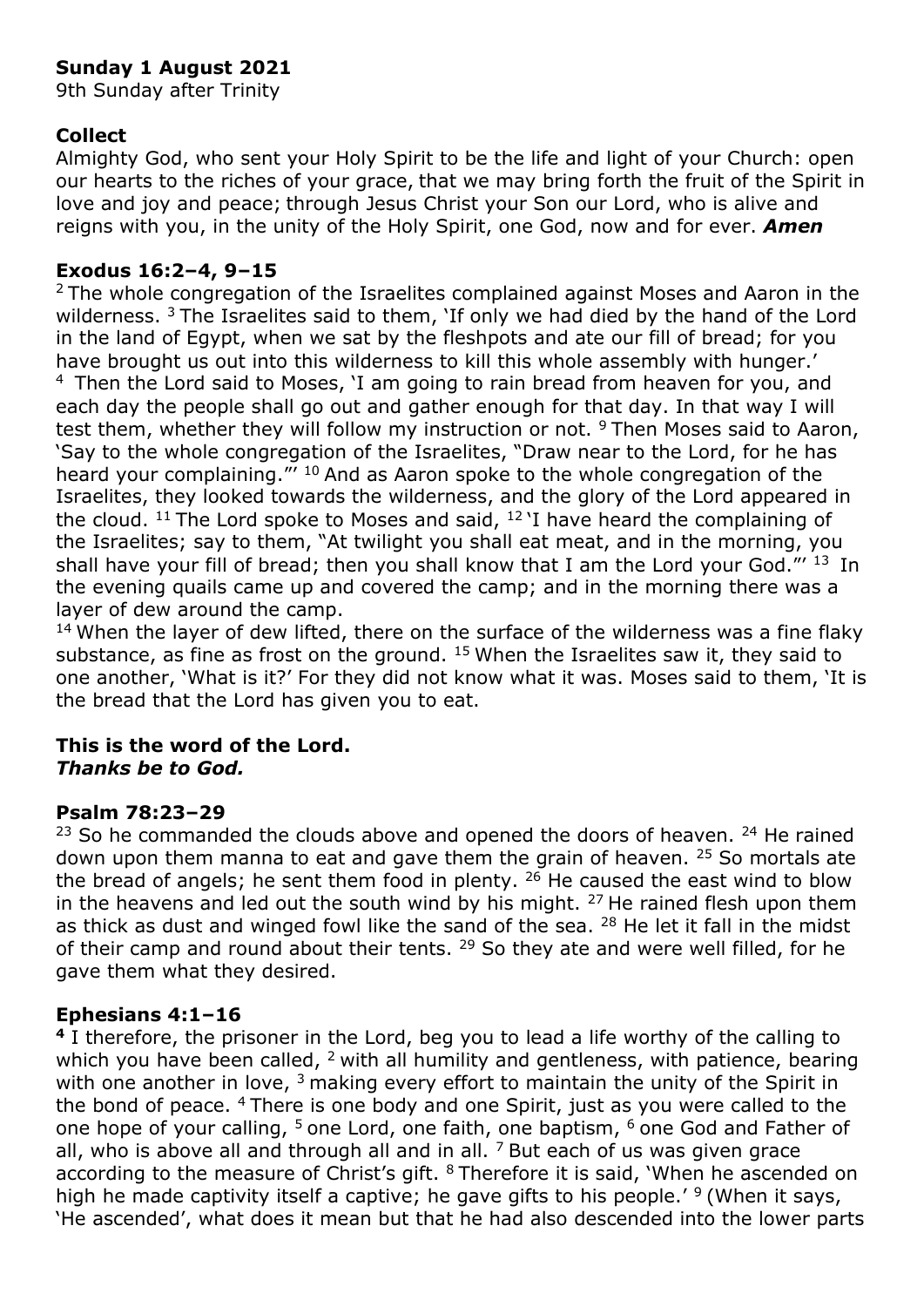**Sunday 1 August 2021**
9th Sunday after Trinity

**Collect**
Almighty God, who sent your Holy Spirit to be the life and light of your Church: open our hearts to the riches of your grace, that we may bring forth the fruit of the Spirit in love and joy and peace; through Jesus Christ your Son our Lord, who is alive and reigns with you, in the unity of the Holy Spirit, one God, now and for ever. ***Amen***

**Exodus 16:2–4, 9–15**
[2] The whole congregation of the Israelites complained against Moses and Aaron in the wilderness. [3] The Israelites said to them, 'If only we had died by the hand of the Lord in the land of Egypt, when we sat by the fleshpots and ate our fill of bread; for you have brought us out into this wilderness to kill this whole assembly with hunger.' [4] Then the Lord said to Moses, 'I am going to rain bread from heaven for you, and each day the people shall go out and gather enough for that day. In that way I will test them, whether they will follow my instruction or not. [9] Then Moses said to Aaron, 'Say to the whole congregation of the Israelites, "Draw near to the Lord, for he has heard your complaining."' [10] And as Aaron spoke to the whole congregation of the Israelites, they looked towards the wilderness, and the glory of the Lord appeared in the cloud. [11] The Lord spoke to Moses and said, [12] 'I have heard the complaining of the Israelites; say to them, "At twilight you shall eat meat, and in the morning, you shall have your fill of bread; then you shall know that I am the Lord your God."' [13] In the evening quails came up and covered the camp; and in the morning there was a layer of dew around the camp.
[14] When the layer of dew lifted, there on the surface of the wilderness was a fine flaky substance, as fine as frost on the ground. [15] When the Israelites saw it, they said to one another, 'What is it?' For they did not know what it was. Moses said to them, 'It is the bread that the Lord has given you to eat.

**This is the word of the Lord.**
***Thanks be to God.***

**Psalm 78:23–29**
[23] So he commanded the clouds above and opened the doors of heaven. [24] He rained down upon them manna to eat and gave them the grain of heaven. [25] So mortals ate the bread of angels; he sent them food in plenty. [26] He caused the east wind to blow in the heavens and led out the south wind by his might. [27] He rained flesh upon them as thick as dust and winged fowl like the sand of the sea. [28] He let it fall in the midst of their camp and round about their tents. [29] So they ate and were well filled, for he gave them what they desired.

**Ephesians 4:1–16**
**[4]** I therefore, the prisoner in the Lord, beg you to lead a life worthy of the calling to which you have been called, [2] with all humility and gentleness, with patience, bearing with one another in love, [3] making every effort to maintain the unity of the Spirit in the bond of peace. [4] There is one body and one Spirit, just as you were called to the one hope of your calling, [5] one Lord, one faith, one baptism, [6] one God and Father of all, who is above all and through all and in all. [7] But each of us was given grace according to the measure of Christ's gift. [8] Therefore it is said, 'When he ascended on high he made captivity itself a captive; he gave gifts to his people.' [9] (When it says, 'He ascended', what does it mean but that he had also descended into the lower parts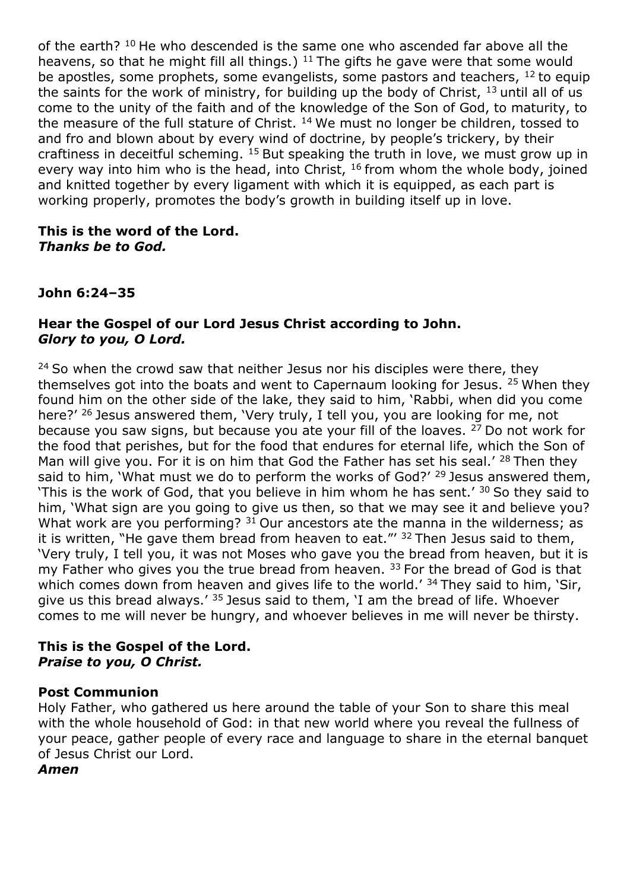of the earth? [10] He who descended is the same one who ascended far above all the heavens, so that he might fill all things.) [11] The gifts he gave were that some would be apostles, some prophets, some evangelists, some pastors and teachers, [12] to equip the saints for the work of ministry, for building up the body of Christ, [13] until all of us come to the unity of the faith and of the knowledge of the Son of God, to maturity, to the measure of the full stature of Christ. [14] We must no longer be children, tossed to and fro and blown about by every wind of doctrine, by people's trickery, by their craftiness in deceitful scheming. [15] But speaking the truth in love, we must grow up in every way into him who is the head, into Christ, [16] from whom the whole body, joined and knitted together by every ligament with which it is equipped, as each part is working properly, promotes the body's growth in building itself up in love.

**This is the word of the Lord.**
***Thanks be to God.***

**John 6:24–35**

**Hear the Gospel of our Lord Jesus Christ according to John.**
***Glory to you, O Lord.***

[24] So when the crowd saw that neither Jesus nor his disciples were there, they themselves got into the boats and went to Capernaum looking for Jesus. [25] When they found him on the other side of the lake, they said to him, 'Rabbi, when did you come here?' [26] Jesus answered them, 'Very truly, I tell you, you are looking for me, not because you saw signs, but because you ate your fill of the loaves. [27] Do not work for the food that perishes, but for the food that endures for eternal life, which the Son of Man will give you. For it is on him that God the Father has set his seal.' [28] Then they said to him, 'What must we do to perform the works of God?' [29] Jesus answered them, 'This is the work of God, that you believe in him whom he has sent.' [30] So they said to him, 'What sign are you going to give us then, so that we may see it and believe you? What work are you performing? [31] Our ancestors ate the manna in the wilderness; as it is written, "He gave them bread from heaven to eat."' [32] Then Jesus said to them, 'Very truly, I tell you, it was not Moses who gave you the bread from heaven, but it is my Father who gives you the true bread from heaven. [33] For the bread of God is that which comes down from heaven and gives life to the world.' [34] They said to him, 'Sir, give us this bread always.' [35] Jesus said to them, 'I am the bread of life. Whoever comes to me will never be hungry, and whoever believes in me will never be thirsty.

**This is the Gospel of the Lord.**
***Praise to you, O Christ.***

**Post Communion**

Holy Father, who gathered us here around the table of your Son to share this meal with the whole household of God: in that new world where you reveal the fullness of your peace, gather people of every race and language to share in the eternal banquet of Jesus Christ our Lord.
***Amen***